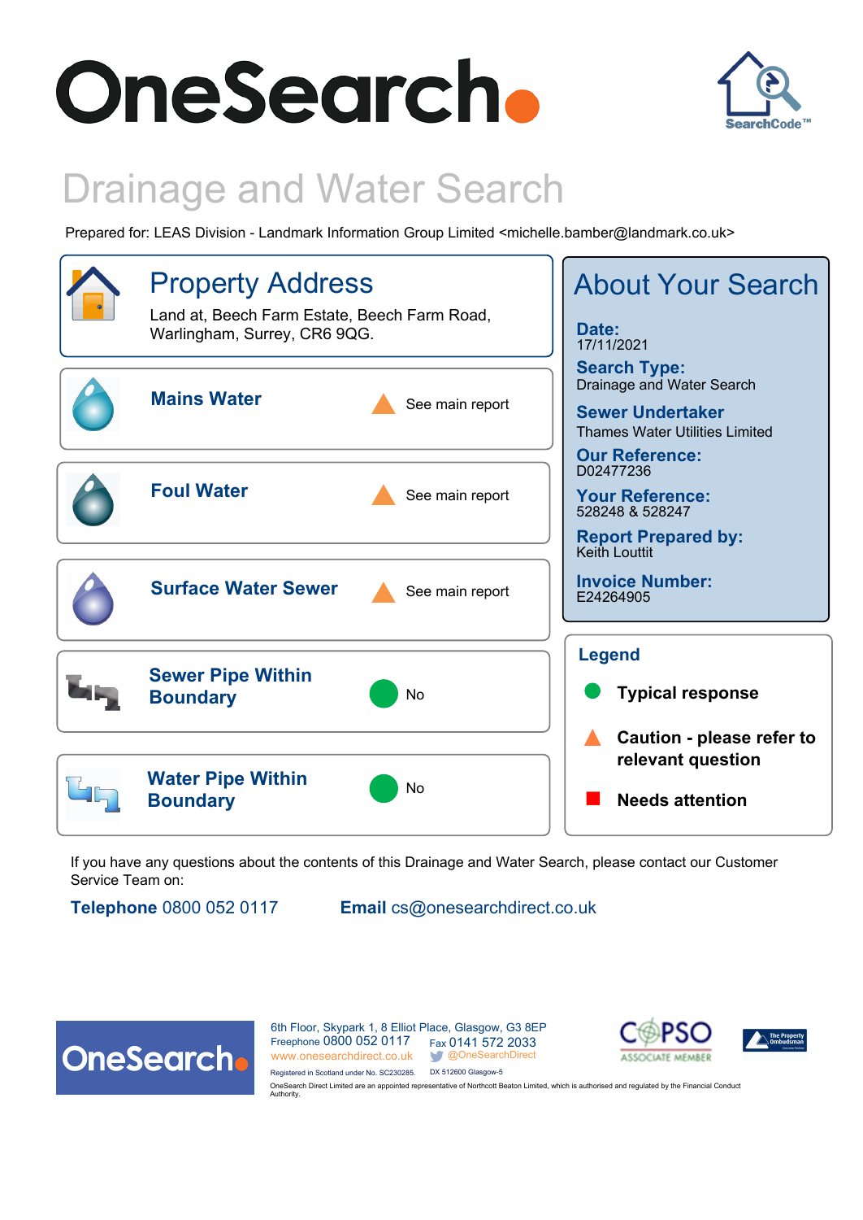# OneSearch

# Drainage and Water Search

Prepared for: LEAS Division - Landmark Information Group Limited <michelle.bamber@landmark.co.uk>

## Property Address

Land at, Beech Farm Estate, Beech Farm Road, Warlingham, Surrey, CR6 9QG.

| | |
|---|---|
| **Mains Water** | ▲ See main report |
| **Foul Water** | ▲ See main report |
| **Surface Water Sewer** | ▲ See main report |
| **Sewer Pipe Within Boundary** | ● No |
| **Water Pipe Within Boundary** | ● No |

## About Your Search

**Date:**
17/11/2021

**Search Type:**
Drainage and Water Search

**Sewer Undertaker**
Thames Water Utilities Limited

**Our Reference:**
D02477236

**Your Reference:**
528248 & 528247

**Report Prepared by:**
Keith Louttit

**Invoice Number:**
E24264905

## Legend

- ● **Typical response**
- ▲ **Caution - please refer to relevant question**
- ■ **Needs attention**

If you have any questions about the contents of this Drainage and Water Search, please contact our Customer Service Team on:

**Telephone** 0800 052 0117 **Email** cs@onesearchdirect.co.uk

OneSearch

6th Floor, Skypark 1, 8 Elliot Place, Glasgow, G3 8EP
Freephone 0800 052 0117 Fax 0141 572 2033
www.onesearchdirect.co.uk @OneSearchDirect
Registered in Scotland under No. SC230285. DX 512600 Glasgow-5
OneSearch Direct Limited are an appointed representative of Northcott Beaton Limited, which is authorised and regulated by the Financial Conduct Authority.

COPSO ASSOCIATE MEMBER

The Property Ombudsman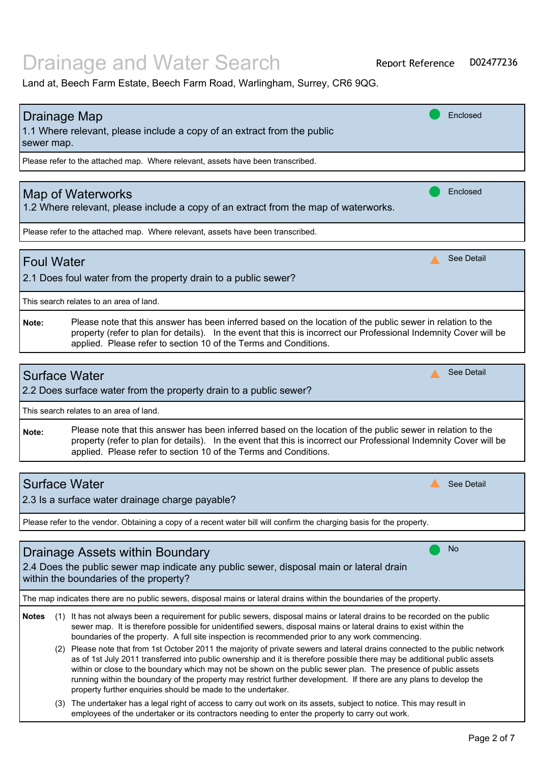# Drainage and Water Search

Report Reference D02477236

Land at, Beech Farm Estate, Beech Farm Road, Warlingham, Surrey, CR6 9QG.

## Drainage Map

**Enclosed**

1.1 Where relevant, please include a copy of an extract from the public sewer map.

Please refer to the attached map. Where relevant, assets have been transcribed.

## Map of Waterworks

**Enclosed**

1.2 Where relevant, please include a copy of an extract from the map of waterworks.

Please refer to the attached map. Where relevant, assets have been transcribed.

## Foul Water

**See Detail**

2.1 Does foul water from the property drain to a public sewer?

This search relates to an area of land.

**Note:** Please note that this answer has been inferred based on the location of the public sewer in relation to the property (refer to plan for details). In the event that this is incorrect our Professional Indemnity Cover will be applied. Please refer to section 10 of the Terms and Conditions.

## Surface Water

**See Detail**

2.2 Does surface water from the property drain to a public sewer?

This search relates to an area of land.

**Note:** Please note that this answer has been inferred based on the location of the public sewer in relation to the property (refer to plan for details). In the event that this is incorrect our Professional Indemnity Cover will be applied. Please refer to section 10 of the Terms and Conditions.

## Surface Water

**See Detail**

2.3 Is a surface water drainage charge payable?

Please refer to the vendor. Obtaining a copy of a recent water bill will confirm the charging basis for the property.

## Drainage Assets within Boundary

**No**

2.4 Does the public sewer map indicate any public sewer, disposal main or lateral drain within the boundaries of the property?

The map indicates there are no public sewers, disposal mains or lateral drains within the boundaries of the property.

**Notes**

(1) It has not always been a requirement for public sewers, disposal mains or lateral drains to be recorded on the public sewer map. It is therefore possible for unidentified sewers, disposal mains or lateral drains to exist within the boundaries of the property. A full site inspection is recommended prior to any work commencing.

(2) Please note that from 1st October 2011 the majority of private sewers and lateral drains connected to the public network as of 1st July 2011 transferred into public ownership and it is therefore possible there may be additional public assets within or close to the boundary which may not be shown on the public sewer plan. The presence of public assets running within the boundary of the property may restrict further development. If there are any plans to develop the property further enquiries should be made to the undertaker.

(3) The undertaker has a legal right of access to carry out work on its assets, subject to notice. This may result in employees of the undertaker or its contractors needing to enter the property to carry out work.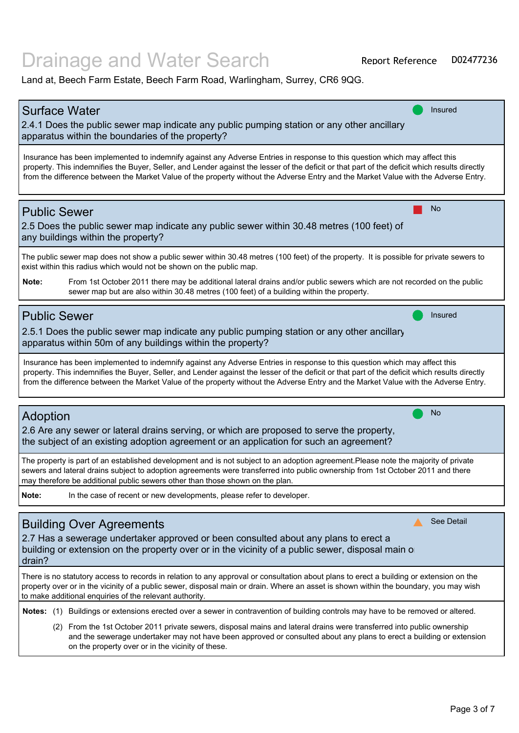# Drainage and Water Search

Report Reference D02477236

Land at, Beech Farm Estate, Beech Farm Road, Warlingham, Surrey, CR6 9QG.

## Surface Water

**Insured**

2.4.1 Does the public sewer map indicate any public pumping station or any other ancillary apparatus within the boundaries of the property?

Insurance has been implemented to indemnify against any Adverse Entries in response to this question which may affect this property. This indemnifies the Buyer, Seller, and Lender against the lesser of the deficit or that part of the deficit which results directly from the difference between the Market Value of the property without the Adverse Entry and the Market Value with the Adverse Entry.

## Public Sewer

**No**

2.5 Does the public sewer map indicate any public sewer within 30.48 metres (100 feet) of any buildings within the property?

The public sewer map does not show a public sewer within 30.48 metres (100 feet) of the property. It is possible for private sewers to exist within this radius which would not be shown on the public map.

**Note:** From 1st October 2011 there may be additional lateral drains and/or public sewers which are not recorded on the public sewer map but are also within 30.48 metres (100 feet) of a building within the property.

## Public Sewer

**Insured**

2.5.1 Does the public sewer map indicate any public pumping station or any other ancillary apparatus within 50m of any buildings within the property?

Insurance has been implemented to indemnify against any Adverse Entries in response to this question which may affect this property. This indemnifies the Buyer, Seller, and Lender against the lesser of the deficit or that part of the deficit which results directly from the difference between the Market Value of the property without the Adverse Entry and the Market Value with the Adverse Entry.

## Adoption

**No**

2.6 Are any sewer or lateral drains serving, or which are proposed to serve the property, the subject of an existing adoption agreement or an application for such an agreement?

The property is part of an established development and is not subject to an adoption agreement.Please note the majority of private sewers and lateral drains subject to adoption agreements were transferred into public ownership from 1st October 2011 and there may therefore be additional public sewers other than those shown on the plan.

**Note:** In the case of recent or new developments, please refer to developer.

## Building Over Agreements

**See Detail**

2.7 Has a sewerage undertaker approved or been consulted about any plans to erect a building or extension on the property over or in the vicinity of a public sewer, disposal main or drain?

There is no statutory access to records in relation to any approval or consultation about plans to erect a building or extension on the property over or in the vicinity of a public sewer, disposal main or drain. Where an asset is shown within the boundary, you may wish to make additional enquiries of the relevant authority.

**Notes:**

(1) Buildings or extensions erected over a sewer in contravention of building controls may have to be removed or altered.

(2) From the 1st October 2011 private sewers, disposal mains and lateral drains were transferred into public ownership and the sewerage undertaker may not have been approved or consulted about any plans to erect a building or extension on the property over or in the vicinity of these.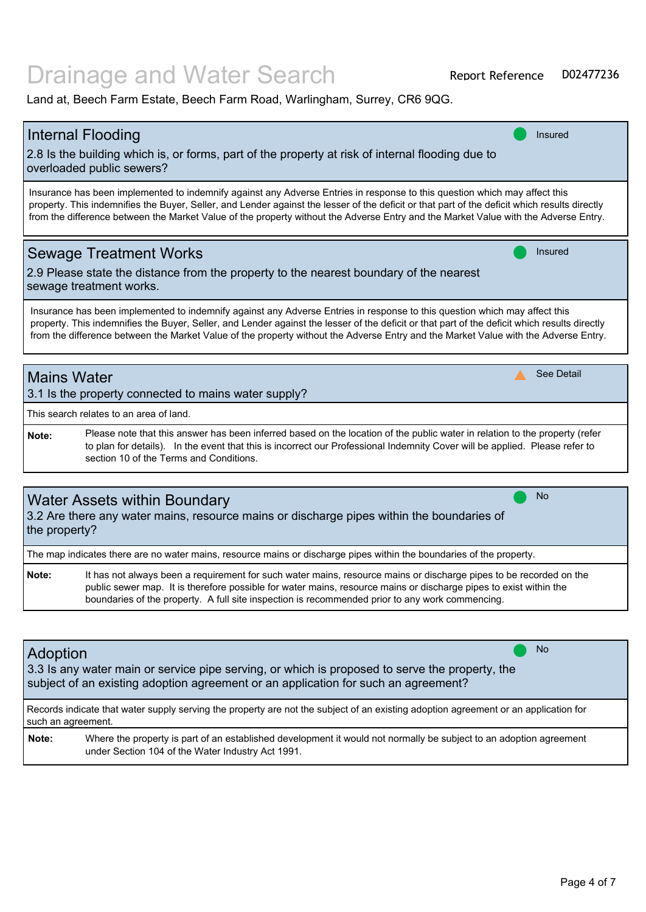# Drainage and Water Search

Report Reference D02477236

Land at, Beech Farm Estate, Beech Farm Road, Warlingham, Surrey, CR6 9QG.

## Internal Flooding

**Insured**

2.8 Is the building which is, or forms, part of the property at risk of internal flooding due to overloaded public sewers?

Insurance has been implemented to indemnify against any Adverse Entries in response to this question which may affect this property. This indemnifies the Buyer, Seller, and Lender against the lesser of the deficit or that part of the deficit which results directly from the difference between the Market Value of the property without the Adverse Entry and the Market Value with the Adverse Entry.

## Sewage Treatment Works

**Insured**

2.9 Please state the distance from the property to the nearest boundary of the nearest sewage treatment works.

Insurance has been implemented to indemnify against any Adverse Entries in response to this question which may affect this property. This indemnifies the Buyer, Seller, and Lender against the lesser of the deficit or that part of the deficit which results directly from the difference between the Market Value of the property without the Adverse Entry and the Market Value with the Adverse Entry.

## Mains Water

**See Detail**

3.1 Is the property connected to mains water supply?

This search relates to an area of land.

**Note:** Please note that this answer has been inferred based on the location of the public water in relation to the property (refer to plan for details). In the event that this is incorrect our Professional Indemnity Cover will be applied. Please refer to section 10 of the Terms and Conditions.

## Water Assets within Boundary

**No**

3.2 Are there any water mains, resource mains or discharge pipes within the boundaries of the property?

The map indicates there are no water mains, resource mains or discharge pipes within the boundaries of the property.

**Note:** It has not always been a requirement for such water mains, resource mains or discharge pipes to be recorded on the public sewer map. It is therefore possible for water mains, resource mains or discharge pipes to exist within the boundaries of the property. A full site inspection is recommended prior to any work commencing.

## Adoption

**No**

3.3 Is any water main or service pipe serving, or which is proposed to serve the property, the subject of an existing adoption agreement or an application for such an agreement?

Records indicate that water supply serving the property are not the subject of an existing adoption agreement or an application for such an agreement.

**Note:** Where the property is part of an established development it would not normally be subject to an adoption agreement under Section 104 of the Water Industry Act 1991.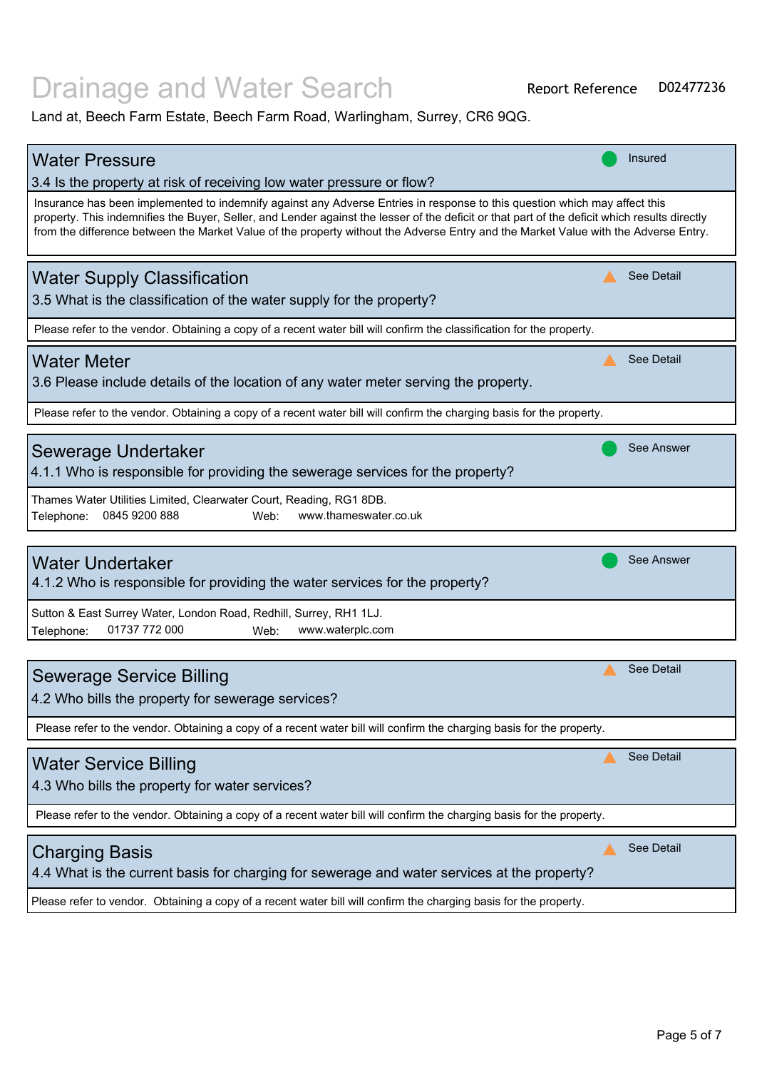# Drainage and Water Search

Report Reference D02477236

Land at, Beech Farm Estate, Beech Farm Road, Warlingham, Surrey, CR6 9QG.

## Water Pressure

**Insured**

3.4 Is the property at risk of receiving low water pressure or flow?

Insurance has been implemented to indemnify against any Adverse Entries in response to this question which may affect this property. This indemnifies the Buyer, Seller, and Lender against the lesser of the deficit or that part of the deficit which results directly from the difference between the Market Value of the property without the Adverse Entry and the Market Value with the Adverse Entry.

## Water Supply Classification

**See Detail**

3.5 What is the classification of the water supply for the property?

Please refer to the vendor. Obtaining a copy of a recent water bill will confirm the classification for the property.

## Water Meter

**See Detail**

3.6 Please include details of the location of any water meter serving the property.

Please refer to the vendor. Obtaining a copy of a recent water bill will confirm the charging basis for the property.

## Sewerage Undertaker

**See Answer**

4.1.1 Who is responsible for providing the sewerage services for the property?

Thames Water Utilities Limited, Clearwater Court, Reading, RG1 8DB.
Telephone: 0845 9200 888 Web: www.thameswater.co.uk

## Water Undertaker

**See Answer**

4.1.2 Who is responsible for providing the water services for the property?

Sutton & East Surrey Water, London Road, Redhill, Surrey, RH1 1LJ.
Telephone: 01737 772 000 Web: www.waterplc.com

## Sewerage Service Billing

**See Detail**

4.2 Who bills the property for sewerage services?

Please refer to the vendor. Obtaining a copy of a recent water bill will confirm the charging basis for the property.

## Water Service Billing

**See Detail**

4.3 Who bills the property for water services?

Please refer to the vendor. Obtaining a copy of a recent water bill will confirm the charging basis for the property.

## Charging Basis

**See Detail**

4.4 What is the current basis for charging for sewerage and water services at the property?

Please refer to vendor. Obtaining a copy of a recent water bill will confirm the charging basis for the property.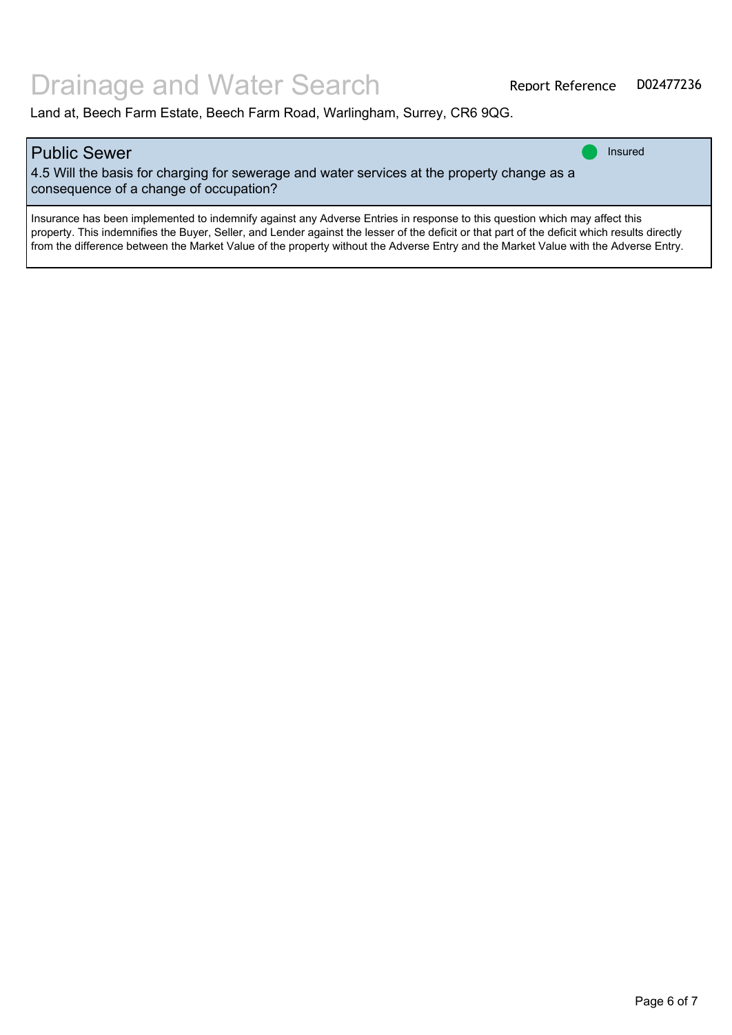# Drainage and Water Search

Report Reference D02477236

Land at, Beech Farm Estate, Beech Farm Road, Warlingham, Surrey, CR6 9QG.

## Public Sewer

Insured

4.5 Will the basis for charging for sewerage and water services at the property change as a consequence of a change of occupation?

Insurance has been implemented to indemnify against any Adverse Entries in response to this question which may affect this property. This indemnifies the Buyer, Seller, and Lender against the lesser of the deficit or that part of the deficit which results directly from the difference between the Market Value of the property without the Adverse Entry and the Market Value with the Adverse Entry.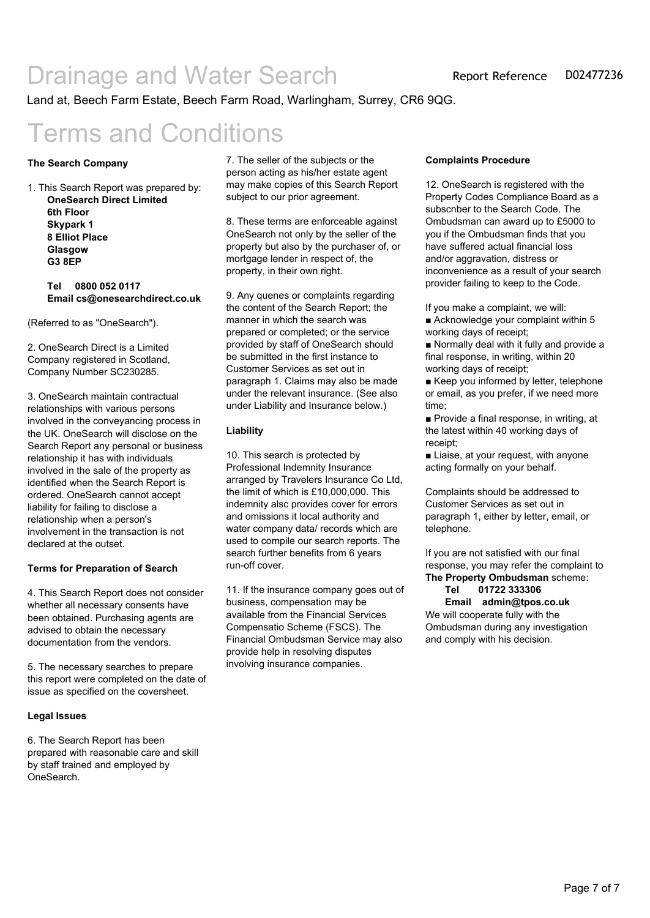# Drainage and Water Search

Report Reference D02477236

Land at, Beech Farm Estate, Beech Farm Road, Warlingham, Surrey, CR6 9QG.

# Terms and Conditions

**The Search Company**

1. This Search Report was prepared by:
   **OneSearch Direct Limited**
   **6th Floor**
   **Skypark 1**
   **8 Elliot Place**
   **Glasgow**
   **G3 8EP**

   **Tel 0800 052 0117**
   **Email cs@onesearchdirect.co.uk**

(Referred to as "OneSearch").

2. OneSearch Direct is a Limited Company registered in Scotland, Company Number SC230285.

3. OneSearch maintain contractual relationships with various persons involved in the conveyancing process in the UK. OneSearch will disclose on the Search Report any personal or business relationship it has with individuals involved in the sale of the property as identified when the Search Report is ordered. OneSearch cannot accept liability for failing to disclose a relationship when a person's involvement in the transaction is not declared at the outset.

**Terms for Preparation of Search**

4. This Search Report does not consider whether all necessary consents have been obtained. Purchasing agents are advised to obtain the necessary documentation from the vendors.

5. The necessary searches to prepare this report were completed on the date of issue as specified on the coversheet.

**Legal Issues**

6. The Search Report has been prepared with reasonable care and skill by staff trained and employed by OneSearch.

7. The seller of the subjects or the person acting as his/her estate agent may make copies of this Search Report subject to our prior agreement.

8. These terms are enforceable against OneSearch not only by the seller of the property but also by the purchaser of, or mortgage lender in respect of, the property, in their own right.

9. Any quenes or complaints regarding the content of the Search Report; the manner in which the search was prepared or completed; or the service provided by staff of OneSearch should be submitted in the first instance to Customer Services as set out in paragraph 1. Claims may also be made under the relevant insurance. (See also under Liability and Insurance below.)

**Liability**

10. This search is protected by Professional Indemnity Insurance arranged by Travelers Insurance Co Ltd, the limit of which is £10,000,000. This indemnity alsc provides cover for errors and omissions it local authority and water company data/ records which are used to compile our search reports. The search further benefits from 6 years run-off cover.

11. If the insurance company goes out of business, compensation may be available from the Financial Services Compensatio Scheme (FSCS). The Financial Ombudsman Service may also provide help in resolving disputes involving insurance companies.

**Complaints Procedure**

12. OneSearch is registered with the Property Codes Compliance Board as a subscnber to the Search Code. The Ombudsman can award up to £5000 to you if the Ombudsman finds that you have suffered actual financial loss and/or aggravation, distress or inconvenience as a result of your search provider failing to keep to the Code.

If you make a complaint, we will:

- Acknowledge your complaint within 5 working days of receipt;
- Normally deal with it fully and provide a final response, in writing, within 20 working days of receipt;
- Keep you informed by letter, telephone or email, as you prefer, if we need more time;
- Provide a final response, in writing, at the latest within 40 working days of receipt;
- Liaise, at your request, with anyone acting formally on your behalf.

Complaints should be addressed to Customer Services as set out in paragraph 1, either by letter, email, or telephone.

If you are not satisfied with our final response, you may refer the complaint to **The Property Ombudsman** scheme:
**Tel 01722 333306**
**Email admin@tpos.co.uk**
We will cooperate fully with the Ombudsman during any investigation and comply with his decision.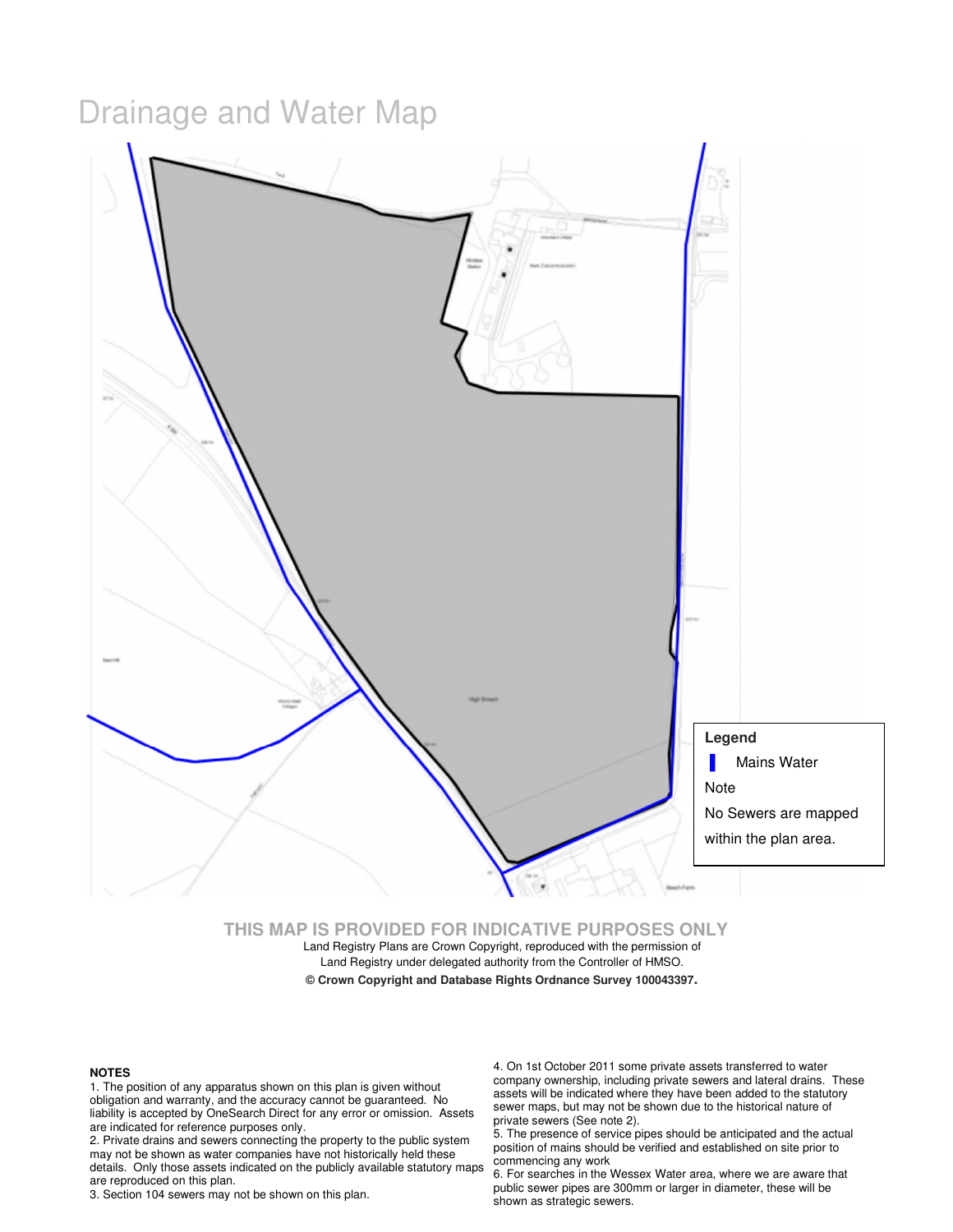# Drainage and Water Map

**Legend**

Mains Water

Note

No Sewers are mapped within the plan area.

**THIS MAP IS PROVIDED FOR INDICATIVE PURPOSES ONLY**

Land Registry Plans are Crown Copyright, reproduced with the permission of Land Registry under delegated authority from the Controller of HMSO.

**© Crown Copyright and Database Rights Ordnance Survey 100043397.**

**NOTES**

1. The position of any apparatus shown on this plan is given without obligation and warranty, and the accuracy cannot be guaranteed. No liability is accepted by OneSearch Direct for any error or omission. Assets are indicated for reference purposes only.
2. Private drains and sewers connecting the property to the public system may not be shown as water companies have not historically held these details. Only those assets indicated on the publicly available statutory maps are reproduced on this plan.
3. Section 104 sewers may not be shown on this plan.
4. On 1st October 2011 some private assets transferred to water company ownership, including private sewers and lateral drains. These assets will be indicated where they have been added to the statutory sewer maps, but may not be shown due to the historical nature of private sewers (See note 2).
5. The presence of service pipes should be anticipated and the actual position of mains should be verified and established on site prior to commencing any work
6. For searches in the Wessex Water area, where we are aware that public sewer pipes are 300mm or larger in diameter, these will be shown as strategic sewers.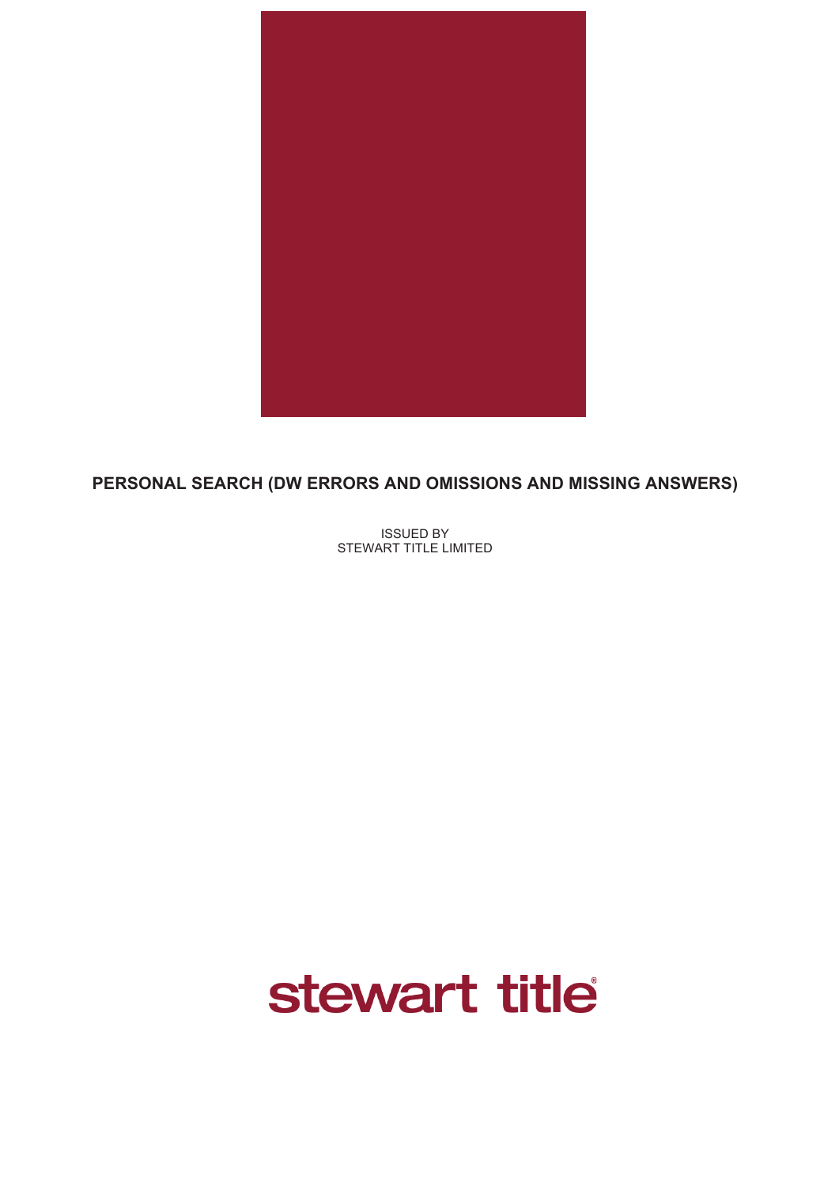# PERSONAL SEARCH (DW ERRORS AND OMISSIONS AND MISSING ANSWERS)

ISSUED BY
STEWART TITLE LIMITED

stewart title®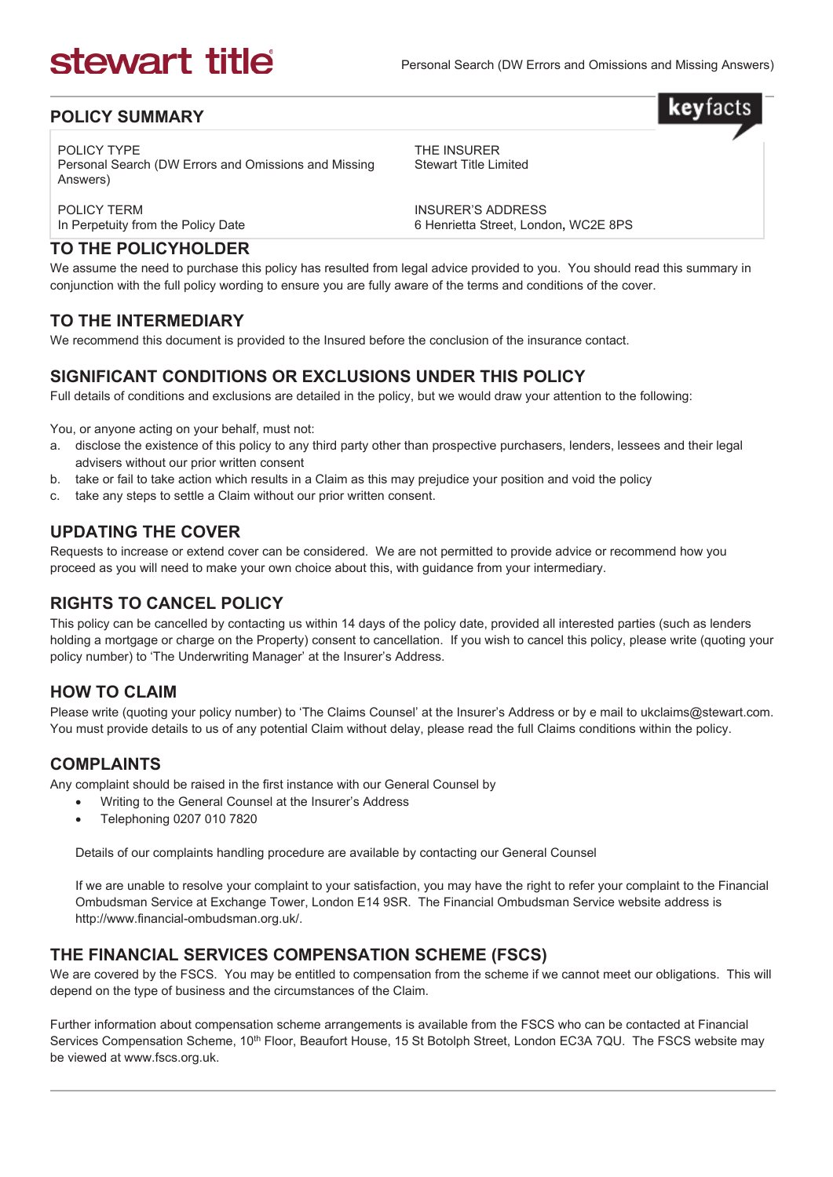stewart title

Personal Search (DW Errors and Omissions and Missing Answers)

## POLICY SUMMARY

keyfacts

| POLICY TYPE | THE INSURER |
| --- | --- |
| Personal Search (DW Errors and Omissions and Missing Answers) | Stewart Title Limited |
| **POLICY TERM** | **INSURER'S ADDRESS** |
| In Perpetuity from the Policy Date | 6 Henrietta Street, London, WC2E 8PS |

## TO THE POLICYHOLDER

We assume the need to purchase this policy has resulted from legal advice provided to you. You should read this summary in conjunction with the full policy wording to ensure you are fully aware of the terms and conditions of the cover.

## TO THE INTERMEDIARY

We recommend this document is provided to the Insured before the conclusion of the insurance contact.

## SIGNIFICANT CONDITIONS OR EXCLUSIONS UNDER THIS POLICY

Full details of conditions and exclusions are detailed in the policy, but we would draw your attention to the following:

You, or anyone acting on your behalf, must not:

a. disclose the existence of this policy to any third party other than prospective purchasers, lenders, lessees and their legal advisers without our prior written consent
b. take or fail to take action which results in a Claim as this may prejudice your position and void the policy
c. take any steps to settle a Claim without our prior written consent.

## UPDATING THE COVER

Requests to increase or extend cover can be considered. We are not permitted to provide advice or recommend how you proceed as you will need to make your own choice about this, with guidance from your intermediary.

## RIGHTS TO CANCEL POLICY

This policy can be cancelled by contacting us within 14 days of the policy date, provided all interested parties (such as lenders holding a mortgage or charge on the Property) consent to cancellation. If you wish to cancel this policy, please write (quoting your policy number) to 'The Underwriting Manager' at the Insurer's Address.

## HOW TO CLAIM

Please write (quoting your policy number) to 'The Claims Counsel' at the Insurer's Address or by e mail to ukclaims@stewart.com. You must provide details to us of any potential Claim without delay, please read the full Claims conditions within the policy.

## COMPLAINTS

Any complaint should be raised in the first instance with our General Counsel by

- Writing to the General Counsel at the Insurer's Address
- Telephoning 0207 010 7820

Details of our complaints handling procedure are available by contacting our General Counsel

If we are unable to resolve your complaint to your satisfaction, you may have the right to refer your complaint to the Financial Ombudsman Service at Exchange Tower, London E14 9SR. The Financial Ombudsman Service website address is http://www.financial-ombudsman.org.uk/.

## THE FINANCIAL SERVICES COMPENSATION SCHEME (FSCS)

We are covered by the FSCS. You may be entitled to compensation from the scheme if we cannot meet our obligations. This will depend on the type of business and the circumstances of the Claim.

Further information about compensation scheme arrangements is available from the FSCS who can be contacted at Financial Services Compensation Scheme, 10th Floor, Beaufort House, 15 St Botolph Street, London EC3A 7QU. The FSCS website may be viewed at www.fscs.org.uk.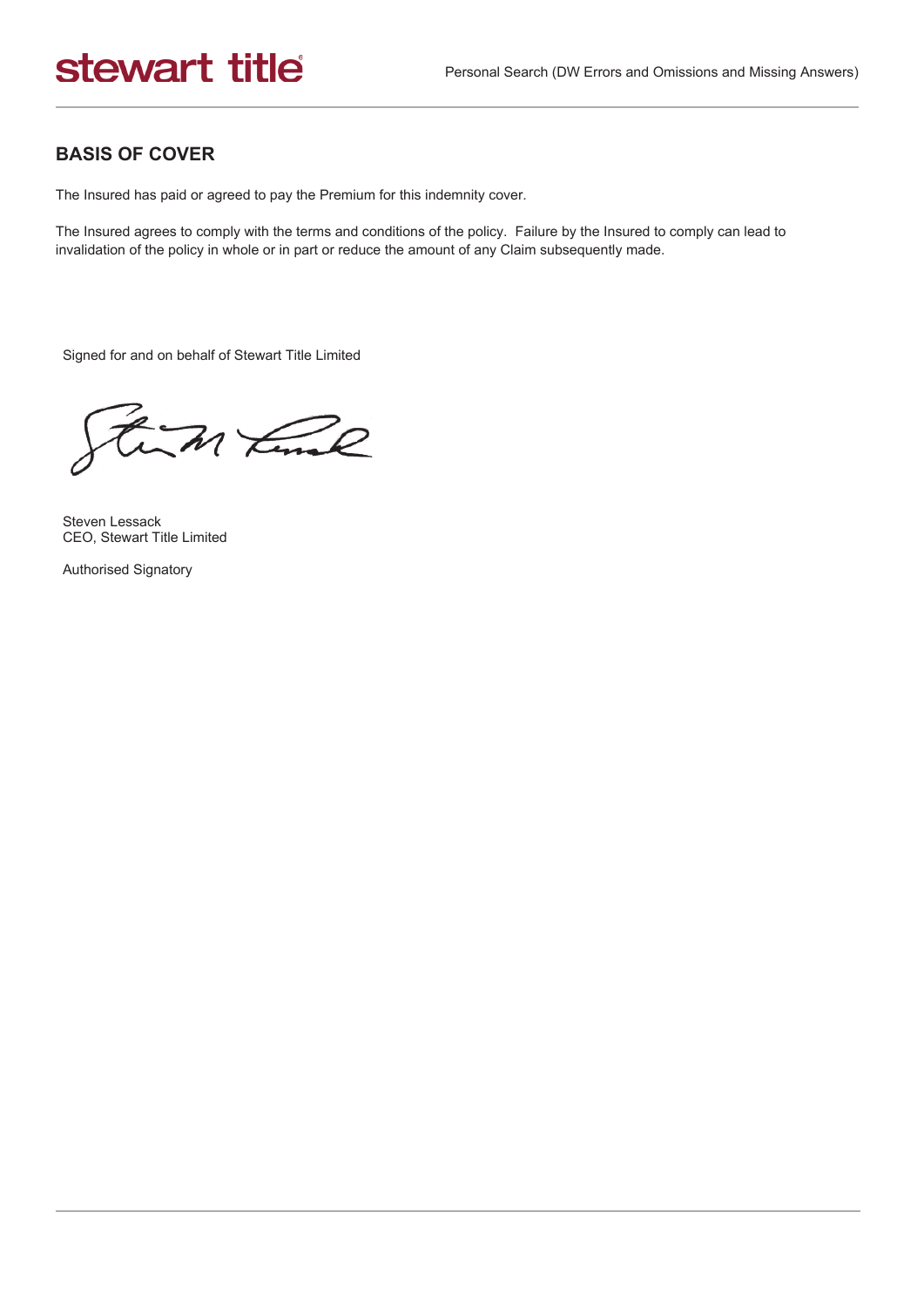## BASIS OF COVER

The Insured has paid or agreed to pay the Premium for this indemnity cover.

The Insured agrees to comply with the terms and conditions of the policy. Failure by the Insured to comply can lead to invalidation of the policy in whole or in part or reduce the amount of any Claim subsequently made.

Signed for and on behalf of Stewart Title Limited

Steven Lessack
CEO, Stewart Title Limited

Authorised Signatory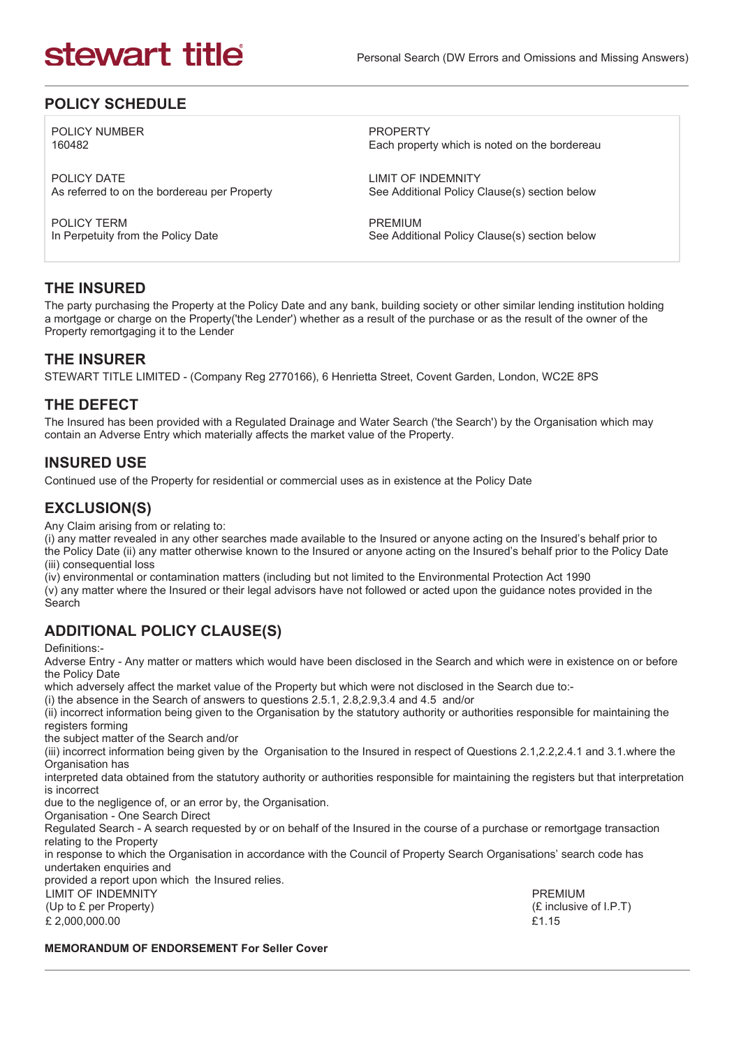stewart title

Personal Search (DW Errors and Omissions and Missing Answers)

## POLICY SCHEDULE

| | |
|---|---|
| POLICY NUMBER<br>160482 | PROPERTY<br>Each property which is noted on the bordereau |
| POLICY DATE<br>As referred to on the bordereau per Property | LIMIT OF INDEMNITY<br>See Additional Policy Clause(s) section below |
| POLICY TERM<br>In Perpetuity from the Policy Date | PREMIUM<br>See Additional Policy Clause(s) section below |

## THE INSURED

The party purchasing the Property at the Policy Date and any bank, building society or other similar lending institution holding a mortgage or charge on the Property('the Lender') whether as a result of the purchase or as the result of the owner of the Property remortgaging it to the Lender

## THE INSURER

STEWART TITLE LIMITED - (Company Reg 2770166), 6 Henrietta Street, Covent Garden, London, WC2E 8PS

## THE DEFECT

The Insured has been provided with a Regulated Drainage and Water Search ('the Search') by the Organisation which may contain an Adverse Entry which materially affects the market value of the Property.

## INSURED USE

Continued use of the Property for residential or commercial uses as in existence at the Policy Date

## EXCLUSION(S)

Any Claim arising from or relating to:
(i) any matter revealed in any other searches made available to the Insured or anyone acting on the Insured's behalf prior to the Policy Date (ii) any matter otherwise known to the Insured or anyone acting on the Insured's behalf prior to the Policy Date
(iii) consequential loss
(iv) environmental or contamination matters (including but not limited to the Environmental Protection Act 1990
(v) any matter where the Insured or their legal advisors have not followed or acted upon the guidance notes provided in the Search

## ADDITIONAL POLICY CLAUSE(S)

Definitions:-
Adverse Entry - Any matter or matters which would have been disclosed in the Search and which were in existence on or before the Policy Date
which adversely affect the market value of the Property but which were not disclosed in the Search due to:-
(i) the absence in the Search of answers to questions 2.5.1, 2.8,2.9,3.4 and 4.5 and/or
(ii) incorrect information being given to the Organisation by the statutory authority or authorities responsible for maintaining the registers forming
the subject matter of the Search and/or
(iii) incorrect information being given by the Organisation to the Insured in respect of Questions 2.1,2.2,2.4.1 and 3.1.where the Organisation has
interpreted data obtained from the statutory authority or authorities responsible for maintaining the registers but that interpretation is incorrect
due to the negligence of, or an error by, the Organisation.
Organisation - One Search Direct
Regulated Search - A search requested by or on behalf of the Insured in the course of a purchase or remortgage transaction relating to the Property
in response to which the Organisation in accordance with the Council of Property Search Organisations' search code has undertaken enquiries and
provided a report upon which the Insured relies.

| LIMIT OF INDEMNITY<br>(Up to £ per Property) | PREMIUM<br>(£ inclusive of I.P.T) |
|---|---|
| £ 2,000,000.00 | £1.15 |

**MEMORANDUM OF ENDORSEMENT For Seller Cover**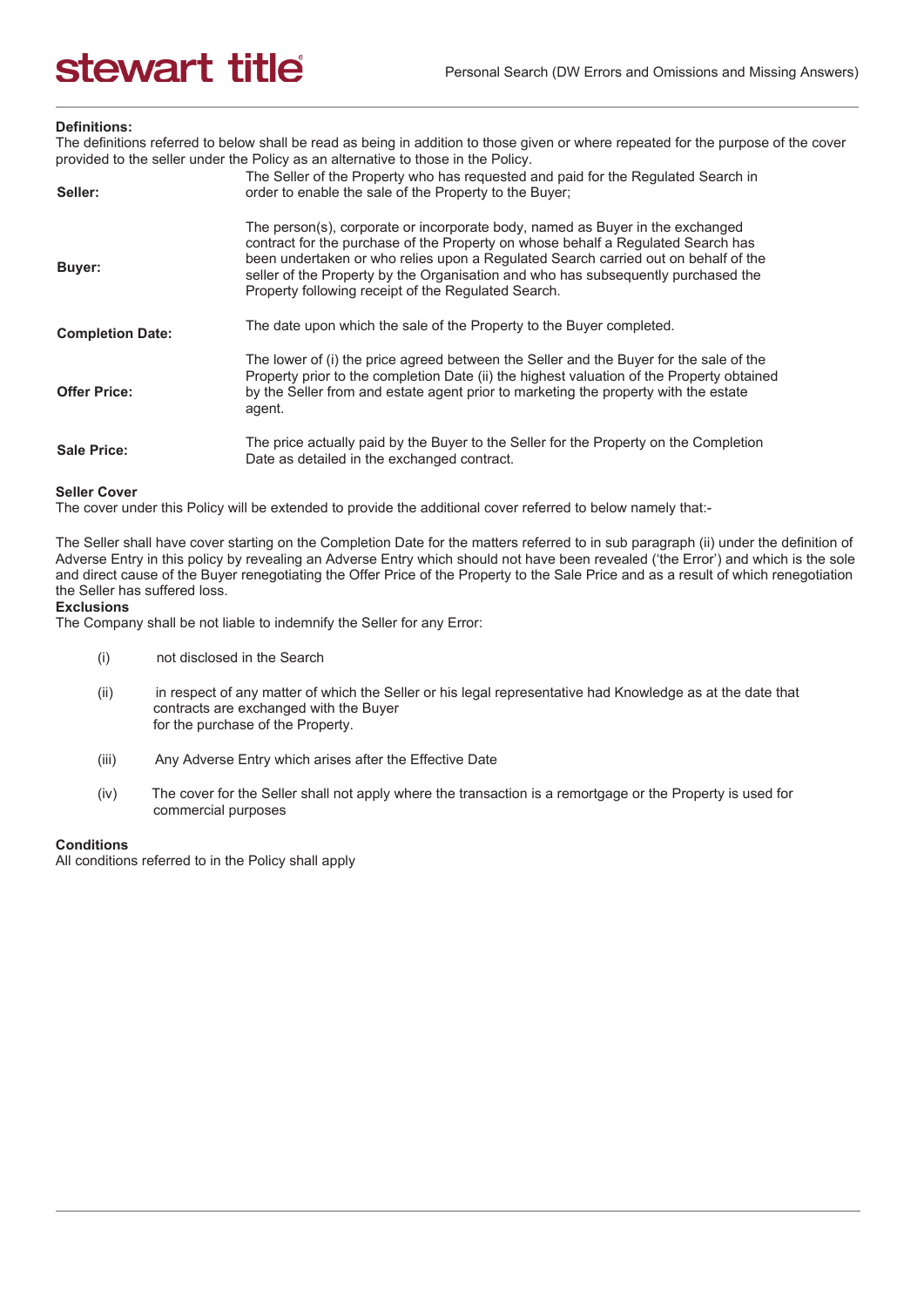**Definitions:**
The definitions referred to below shall be read as being in addition to those given or where repeated for the purpose of the cover provided to the seller under the Policy as an alternative to those in the Policy.

| | |
|---|---|
| **Seller:** | The Seller of the Property who has requested and paid for the Regulated Search in order to enable the sale of the Property to the Buyer; |
| **Buyer:** | The person(s), corporate or incorporate body, named as Buyer in the exchanged contract for the purchase of the Property on whose behalf a Regulated Search has been undertaken or who relies upon a Regulated Search carried out on behalf of the seller of the Property by the Organisation and who has subsequently purchased the Property following receipt of the Regulated Search. |
| **Completion Date:** | The date upon which the sale of the Property to the Buyer completed. |
| **Offer Price:** | The lower of (i) the price agreed between the Seller and the Buyer for the sale of the Property prior to the completion Date (ii) the highest valuation of the Property obtained by the Seller from and estate agent prior to marketing the property with the estate agent. |
| **Sale Price:** | The price actually paid by the Buyer to the Seller for the Property on the Completion Date as detailed in the exchanged contract. |

**Seller Cover**
The cover under this Policy will be extended to provide the additional cover referred to below namely that:-

The Seller shall have cover starting on the Completion Date for the matters referred to in sub paragraph (ii) under the definition of Adverse Entry in this policy by revealing an Adverse Entry which should not have been revealed ('the Error') and which is the sole and direct cause of the Buyer renegotiating the Offer Price of the Property to the Sale Price and as a result of which renegotiation the Seller has suffered loss.

**Exclusions**
The Company shall be not liable to indemnify the Seller for any Error:

(i) not disclosed in the Search

(ii) in respect of any matter of which the Seller or his legal representative had Knowledge as at the date that contracts are exchanged with the Buyer for the purchase of the Property.

(iii) Any Adverse Entry which arises after the Effective Date

(iv) The cover for the Seller shall not apply where the transaction is a remortgage or the Property is used for commercial purposes

**Conditions**
All conditions referred to in the Policy shall apply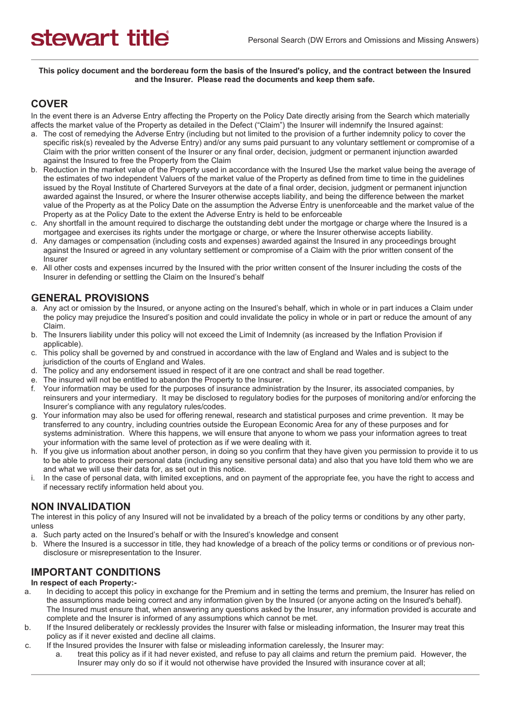**This policy document and the bordereau form the basis of the Insured's policy, and the contract between the Insured and the Insurer. Please read the documents and keep them safe.**

## COVER

In the event there is an Adverse Entry affecting the Property on the Policy Date directly arising from the Search which materially affects the market value of the Property as detailed in the Defect ("Claim") the Insurer will indemnify the Insured against:

a. The cost of remedying the Adverse Entry (including but not limited to the provision of a further indemnity policy to cover the specific risk(s) revealed by the Adverse Entry) and/or any sums paid pursuant to any voluntary settlement or compromise of a Claim with the prior written consent of the Insurer or any final order, decision, judgment or permanent injunction awarded against the Insured to free the Property from the Claim
b. Reduction in the market value of the Property used in accordance with the Insured Use the market value being the average of the estimates of two independent Valuers of the market value of the Property as defined from time to time in the guidelines issued by the Royal Institute of Chartered Surveyors at the date of a final order, decision, judgment or permanent injunction awarded against the Insured, or where the Insurer otherwise accepts liability, and being the difference between the market value of the Property as at the Policy Date on the assumption the Adverse Entry is unenforceable and the market value of the Property as at the Policy Date to the extent the Adverse Entry is held to be enforceable
c. Any shortfall in the amount required to discharge the outstanding debt under the mortgage or charge where the Insured is a mortgagee and exercises its rights under the mortgage or charge, or where the Insurer otherwise accepts liability.
d. Any damages or compensation (including costs and expenses) awarded against the Insured in any proceedings brought against the Insured or agreed in any voluntary settlement or compromise of a Claim with the prior written consent of the Insurer
e. All other costs and expenses incurred by the Insured with the prior written consent of the Insurer including the costs of the Insurer in defending or settling the Claim on the Insured's behalf

## GENERAL PROVISIONS

a. Any act or omission by the Insured, or anyone acting on the Insured's behalf, which in whole or in part induces a Claim under the policy may prejudice the Insured's position and could invalidate the policy in whole or in part or reduce the amount of any Claim.
b. The Insurers liability under this policy will not exceed the Limit of Indemnity (as increased by the Inflation Provision if applicable).
c. This policy shall be governed by and construed in accordance with the law of England and Wales and is subject to the jurisdiction of the courts of England and Wales.
d. The policy and any endorsement issued in respect of it are one contract and shall be read together.
e. The insured will not be entitled to abandon the Property to the Insurer.
f. Your information may be used for the purposes of insurance administration by the Insurer, its associated companies, by reinsurers and your intermediary. It may be disclosed to regulatory bodies for the purposes of monitoring and/or enforcing the Insurer's compliance with any regulatory rules/codes.
g. Your information may also be used for offering renewal, research and statistical purposes and crime prevention. It may be transferred to any country, including countries outside the European Economic Area for any of these purposes and for systems administration. Where this happens, we will ensure that anyone to whom we pass your information agrees to treat your information with the same level of protection as if we were dealing with it.
h. If you give us information about another person, in doing so you confirm that they have given you permission to provide it to us to be able to process their personal data (including any sensitive personal data) and also that you have told them who we are and what we will use their data for, as set out in this notice.
i. In the case of personal data, with limited exceptions, and on payment of the appropriate fee, you have the right to access and if necessary rectify information held about you.

## NON INVALIDATION

The interest in this policy of any Insured will not be invalidated by a breach of the policy terms or conditions by any other party, unless

a. Such party acted on the Insured's behalf or with the Insured's knowledge and consent
b. Where the Insured is a successor in title, they had knowledge of a breach of the policy terms or conditions or of previous non-disclosure or misrepresentation to the Insurer.

## IMPORTANT CONDITIONS

**In respect of each Property:-**

a. In deciding to accept this policy in exchange for the Premium and in setting the terms and premium, the Insurer has relied on the assumptions made being correct and any information given by the Insured (or anyone acting on the Insured's behalf). The Insured must ensure that, when answering any questions asked by the Insurer, any information provided is accurate and complete and the Insurer is informed of any assumptions which cannot be met.
b. If the Insured deliberately or recklessly provides the Insurer with false or misleading information, the Insurer may treat this policy as if it never existed and decline all claims.
c. If the Insured provides the Insurer with false or misleading information carelessly, the Insurer may:
    a. treat this policy as if it had never existed, and refuse to pay all claims and return the premium paid. However, the Insurer may only do so if it would not otherwise have provided the Insured with insurance cover at all;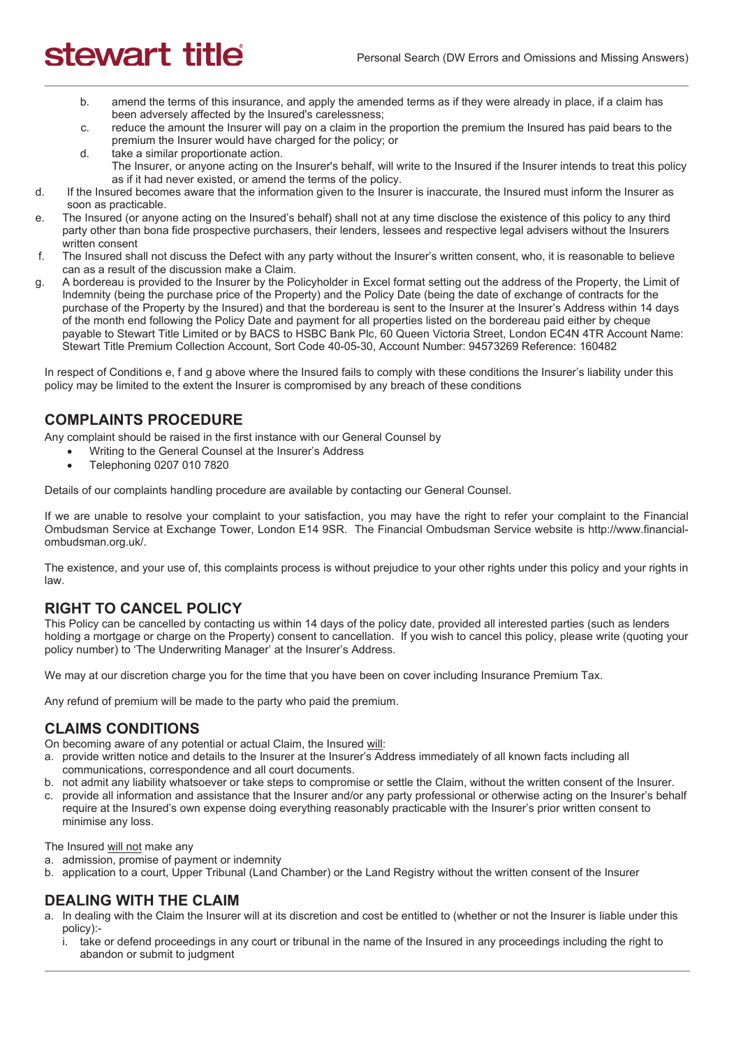b. amend the terms of this insurance, and apply the amended terms as if they were already in place, if a claim has been adversely affected by the Insured's carelessness;
   c. reduce the amount the Insurer will pay on a claim in the proportion the premium the Insured has paid bears to the premium the Insurer would have charged for the policy; or
   d. take a similar proportionate action.
   The Insurer, or anyone acting on the Insurer's behalf, will write to the Insured if the Insurer intends to treat this policy as if it had never existed, or amend the terms of the policy.

d. If the Insured becomes aware that the information given to the Insurer is inaccurate, the Insured must inform the Insurer as soon as practicable.

e. The Insured (or anyone acting on the Insured's behalf) shall not at any time disclose the existence of this policy to any third party other than bona fide prospective purchasers, their lenders, lessees and respective legal advisers without the Insurers written consent

f. The Insured shall not discuss the Defect with any party without the Insurer's written consent, who, it is reasonable to believe can as a result of the discussion make a Claim.

g. A bordereau is provided to the Insurer by the Policyholder in Excel format setting out the address of the Property, the Limit of Indemnity (being the purchase price of the Property) and the Policy Date (being the date of exchange of contracts for the purchase of the Property by the Insured) and that the bordereau is sent to the Insurer at the Insurer's Address within 14 days of the month end following the Policy Date and payment for all properties listed on the bordereau paid either by cheque payable to Stewart Title Limited or by BACS to HSBC Bank Plc, 60 Queen Victoria Street, London EC4N 4TR Account Name: Stewart Title Premium Collection Account, Sort Code 40-05-30, Account Number: 94573269 Reference: 160482

In respect of Conditions e, f and g above where the Insured fails to comply with these conditions the Insurer's liability under this policy may be limited to the extent the Insurer is compromised by any breach of these conditions

## COMPLAINTS PROCEDURE

Any complaint should be raised in the first instance with our General Counsel by

- Writing to the General Counsel at the Insurer's Address
- Telephoning 0207 010 7820

Details of our complaints handling procedure are available by contacting our General Counsel.

If we are unable to resolve your complaint to your satisfaction, you may have the right to refer your complaint to the Financial Ombudsman Service at Exchange Tower, London E14 9SR. The Financial Ombudsman Service website is http://www.financial-ombudsman.org.uk/.

The existence, and your use of, this complaints process is without prejudice to your other rights under this policy and your rights in law.

## RIGHT TO CANCEL POLICY

This Policy can be cancelled by contacting us within 14 days of the policy date, provided all interested parties (such as lenders holding a mortgage or charge on the Property) consent to cancellation. If you wish to cancel this policy, please write (quoting your policy number) to 'The Underwriting Manager' at the Insurer's Address.

We may at our discretion charge you for the time that you have been on cover including Insurance Premium Tax.

Any refund of premium will be made to the party who paid the premium.

## CLAIMS CONDITIONS

On becoming aware of any potential or actual Claim, the Insured will:

a. provide written notice and details to the Insurer at the Insurer's Address immediately of all known facts including all communications, correspondence and all court documents.
b. not admit any liability whatsoever or take steps to compromise or settle the Claim, without the written consent of the Insurer.
c. provide all information and assistance that the Insurer and/or any party professional or otherwise acting on the Insurer's behalf require at the Insured's own expense doing everything reasonably practicable with the Insurer's prior written consent to minimise any loss.

The Insured will not make any

a. admission, promise of payment or indemnity
b. application to a court, Upper Tribunal (Land Chamber) or the Land Registry without the written consent of the Insurer

## DEALING WITH THE CLAIM

a. In dealing with the Claim the Insurer will at its discretion and cost be entitled to (whether or not the Insurer is liable under this policy):-
   i. take or defend proceedings in any court or tribunal in the name of the Insured in any proceedings including the right to abandon or submit to judgment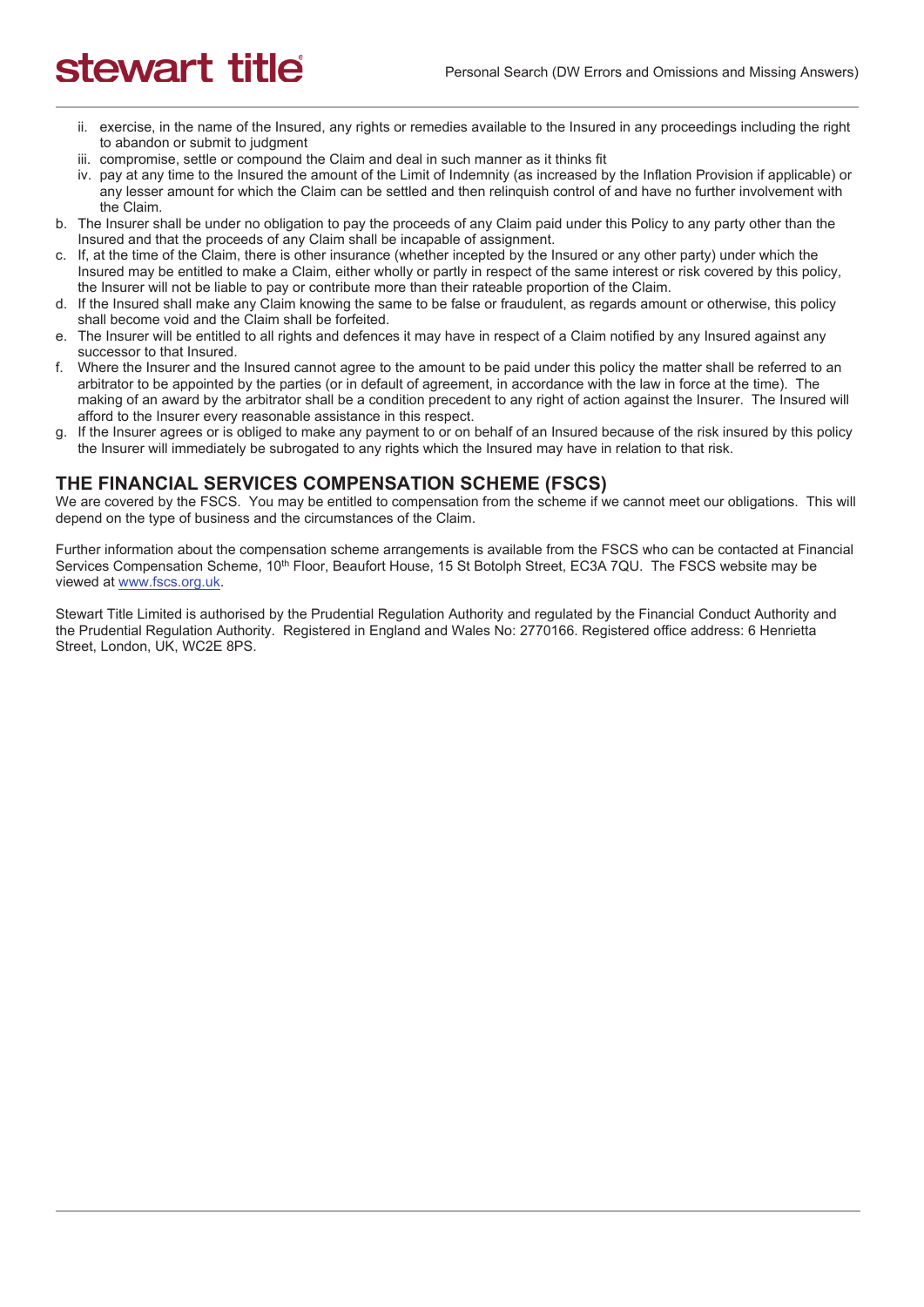ii. exercise, in the name of the Insured, any rights or remedies available to the Insured in any proceedings including the right to abandon or submit to judgment
   iii. compromise, settle or compound the Claim and deal in such manner as it thinks fit
   iv. pay at any time to the Insured the amount of the Limit of Indemnity (as increased by the Inflation Provision if applicable) or any lesser amount for which the Claim can be settled and then relinquish control of and have no further involvement with the Claim.

b. The Insurer shall be under no obligation to pay the proceeds of any Claim paid under this Policy to any party other than the Insured and that the proceeds of any Claim shall be incapable of assignment.
c. If, at the time of the Claim, there is other insurance (whether incepted by the Insured or any other party) under which the Insured may be entitled to make a Claim, either wholly or partly in respect of the same interest or risk covered by this policy, the Insurer will not be liable to pay or contribute more than their rateable proportion of the Claim.
d. If the Insured shall make any Claim knowing the same to be false or fraudulent, as regards amount or otherwise, this policy shall become void and the Claim shall be forfeited.
e. The Insurer will be entitled to all rights and defences it may have in respect of a Claim notified by any Insured against any successor to that Insured.
f. Where the Insurer and the Insured cannot agree to the amount to be paid under this policy the matter shall be referred to an arbitrator to be appointed by the parties (or in default of agreement, in accordance with the law in force at the time). The making of an award by the arbitrator shall be a condition precedent to any right of action against the Insurer. The Insured will afford to the Insurer every reasonable assistance in this respect.
g. If the Insurer agrees or is obliged to make any payment to or on behalf of an Insured because of the risk insured by this policy the Insurer will immediately be subrogated to any rights which the Insured may have in relation to that risk.

## THE FINANCIAL SERVICES COMPENSATION SCHEME (FSCS)

We are covered by the FSCS. You may be entitled to compensation from the scheme if we cannot meet our obligations. This will depend on the type of business and the circumstances of the Claim.

Further information about the compensation scheme arrangements is available from the FSCS who can be contacted at Financial Services Compensation Scheme, 10th Floor, Beaufort House, 15 St Botolph Street, EC3A 7QU. The FSCS website may be viewed at www.fscs.org.uk.

Stewart Title Limited is authorised by the Prudential Regulation Authority and regulated by the Financial Conduct Authority and the Prudential Regulation Authority. Registered in England and Wales No: 2770166. Registered office address: 6 Henrietta Street, London, UK, WC2E 8PS.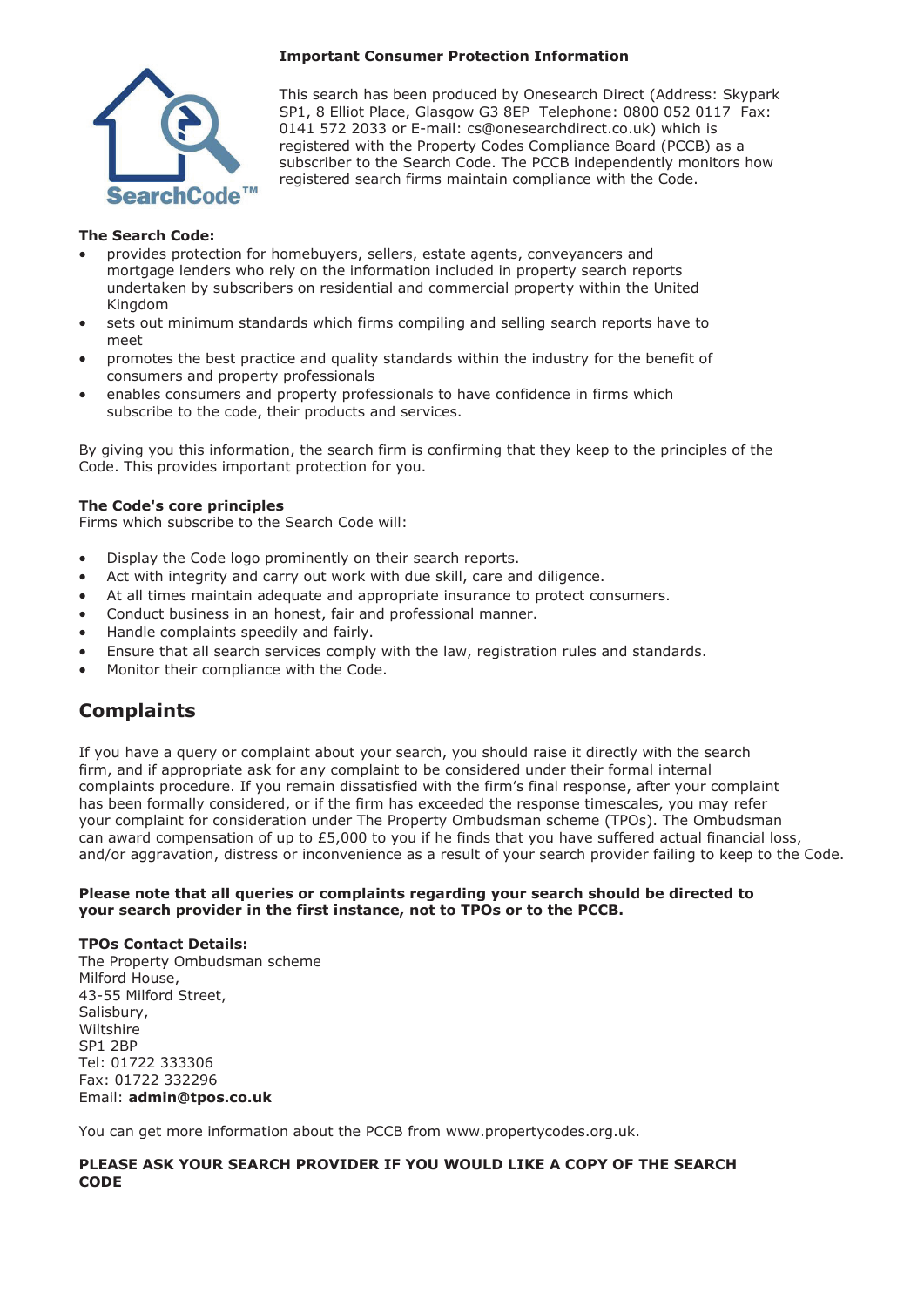**Important Consumer Protection Information**

This search has been produced by Onesearch Direct (Address: Skypark SP1, 8 Elliot Place, Glasgow G3 8EP Telephone: 0800 052 0117 Fax: 0141 572 2033 or E-mail: cs@onesearchdirect.co.uk) which is registered with the Property Codes Compliance Board (PCCB) as a subscriber to the Search Code. The PCCB independently monitors how registered search firms maintain compliance with the Code.

**The Search Code:**

- provides protection for homebuyers, sellers, estate agents, conveyancers and mortgage lenders who rely on the information included in property search reports undertaken by subscribers on residential and commercial property within the United Kingdom
- sets out minimum standards which firms compiling and selling search reports have to meet
- promotes the best practice and quality standards within the industry for the benefit of consumers and property professionals
- enables consumers and property professionals to have confidence in firms which subscribe to the code, their products and services.

By giving you this information, the search firm is confirming that they keep to the principles of the Code. This provides important protection for you.

**The Code's core principles**

Firms which subscribe to the Search Code will:

- Display the Code logo prominently on their search reports.
- Act with integrity and carry out work with due skill, care and diligence.
- At all times maintain adequate and appropriate insurance to protect consumers.
- Conduct business in an honest, fair and professional manner.
- Handle complaints speedily and fairly.
- Ensure that all search services comply with the law, registration rules and standards.
- Monitor their compliance with the Code.

## Complaints

If you have a query or complaint about your search, you should raise it directly with the search firm, and if appropriate ask for any complaint to be considered under their formal internal complaints procedure. If you remain dissatisfied with the firm's final response, after your complaint has been formally considered, or if the firm has exceeded the response timescales, you may refer your complaint for consideration under The Property Ombudsman scheme (TPOs). The Ombudsman can award compensation of up to £5,000 to you if he finds that you have suffered actual financial loss, and/or aggravation, distress or inconvenience as a result of your search provider failing to keep to the Code.

**Please note that all queries or complaints regarding your search should be directed to your search provider in the first instance, not to TPOs or to the PCCB.**

**TPOs Contact Details:**

The Property Ombudsman scheme
Milford House,
43-55 Milford Street,
Salisbury,
Wiltshire
SP1 2BP
Tel: 01722 333306
Fax: 01722 332296
Email: **admin@tpos.co.uk**

You can get more information about the PCCB from www.propertycodes.org.uk.

**PLEASE ASK YOUR SEARCH PROVIDER IF YOU WOULD LIKE A COPY OF THE SEARCH CODE**